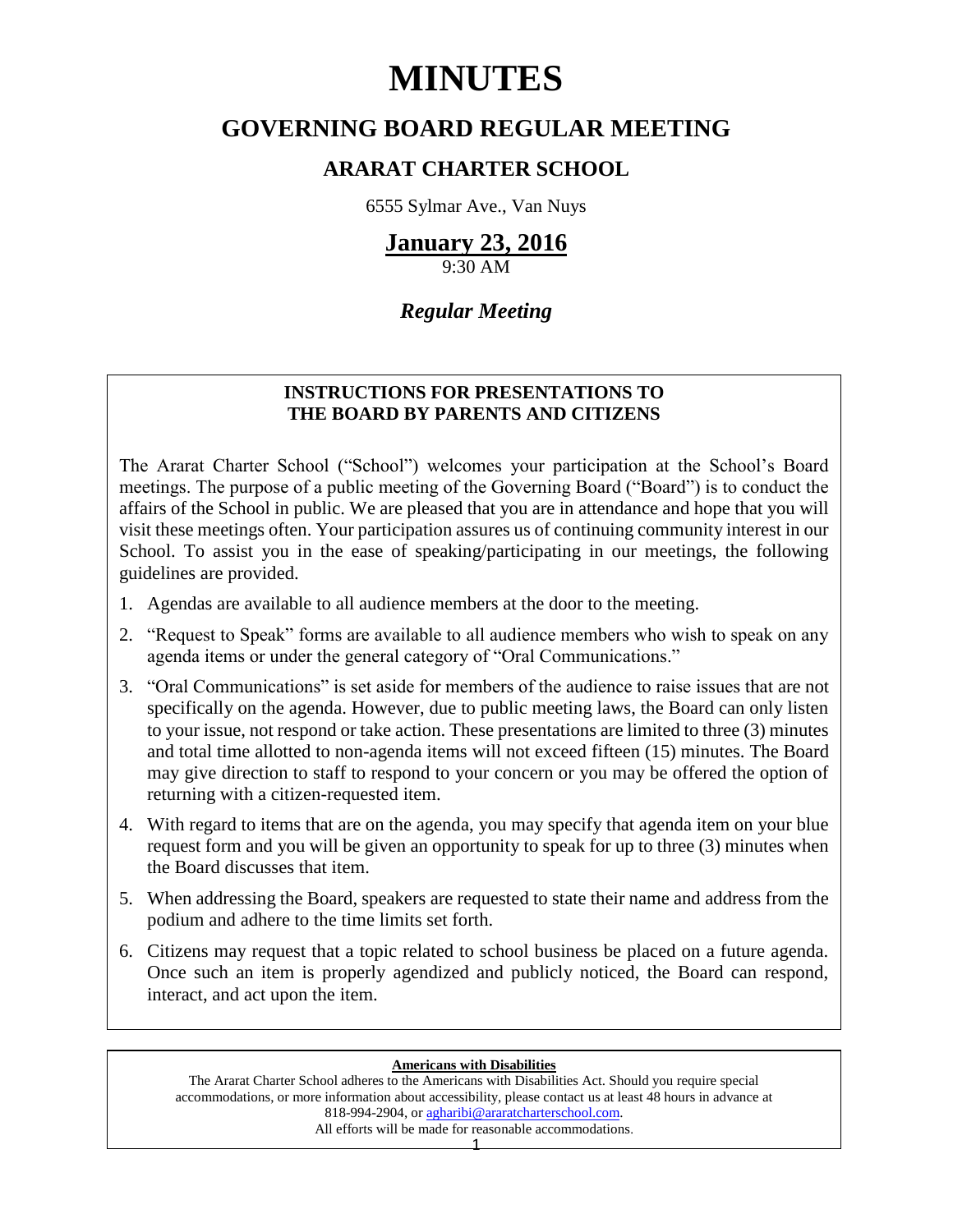# MINUTES

## GOVERNING BOARD REGULAR MEETING

### ARARAT CHARTER SCHOOL

6555 Sylmar Ave., Van Nuys

**January 23, 2016**

9:30 AM

***Regular Meeting***

**INSTRUCTIONS FOR PRESENTATIONS TO THE BOARD BY PARENTS AND CITIZENS**

The Ararat Charter School ("School") welcomes your participation at the School's Board meetings. The purpose of a public meeting of the Governing Board ("Board") is to conduct the affairs of the School in public. We are pleased that you are in attendance and hope that you will visit these meetings often. Your participation assures us of continuing community interest in our School. To assist you in the ease of speaking/participating in our meetings, the following guidelines are provided.

1. Agendas are available to all audience members at the door to the meeting.
2. "Request to Speak" forms are available to all audience members who wish to speak on any agenda items or under the general category of "Oral Communications."
3. "Oral Communications" is set aside for members of the audience to raise issues that are not specifically on the agenda. However, due to public meeting laws, the Board can only listen to your issue, not respond or take action. These presentations are limited to three (3) minutes and total time allotted to non-agenda items will not exceed fifteen (15) minutes. The Board may give direction to staff to respond to your concern or you may be offered the option of returning with a citizen-requested item.
4. With regard to items that are on the agenda, you may specify that agenda item on your blue request form and you will be given an opportunity to speak for up to three (3) minutes when the Board discusses that item.
5. When addressing the Board, speakers are requested to state their name and address from the podium and adhere to the time limits set forth.
6. Citizens may request that a topic related to school business be placed on a future agenda. Once such an item is properly agendized and publicly noticed, the Board can respond, interact, and act upon the item.

**Americans with Disabilities**

The Ararat Charter School adheres to the Americans with Disabilities Act. Should you require special accommodations, or more information about accessibility, please contact us at least 48 hours in advance at 818-994-2904, or agharibi@araratcharterschool.com.
All efforts will be made for reasonable accommodations.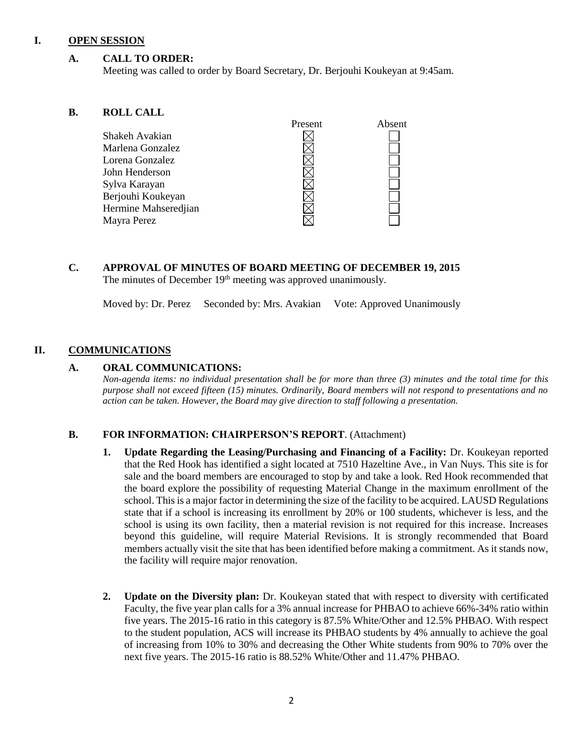## I. OPEN SESSION

### A. CALL TO ORDER:

Meeting was called to order by Board Secretary, Dr. Berjouhi Koukeyan at 9:45am.

### B. ROLL CALL

| | Present | Absent |
|---|---|---|
| Shakeh Avakian | ☒ | ☐ |
| Marlena Gonzalez | ☒ | ☐ |
| Lorena Gonzalez | ☒ | ☐ |
| John Henderson | ☒ | ☐ |
| Sylva Karayan | ☒ | ☐ |
| Berjouhi Koukeyan | ☒ | ☐ |
| Hermine Mahseredjian | ☒ | ☐ |
| Mayra Perez | ☒ | ☐ |

### C. APPROVAL OF MINUTES OF BOARD MEETING OF DECEMBER 19, 2015

The minutes of December 19th meeting was approved unanimously.

Moved by: Dr. Perez Seconded by: Mrs. Avakian Vote: Approved Unanimously

## II. COMMUNICATIONS

### A. ORAL COMMUNICATIONS:

*Non-agenda items: no individual presentation shall be for more than three (3) minutes and the total time for this purpose shall not exceed fifteen (15) minutes. Ordinarily, Board members will not respond to presentations and no action can be taken. However, the Board may give direction to staff following a presentation.*

### B. FOR INFORMATION: CHAIRPERSON'S REPORT. (Attachment)

1. **Update Regarding the Leasing/Purchasing and Financing of a Facility:** Dr. Koukeyan reported that the Red Hook has identified a sight located at 7510 Hazeltine Ave., in Van Nuys. This site is for sale and the board members are encouraged to stop by and take a look. Red Hook recommended that the board explore the possibility of requesting Material Change in the maximum enrollment of the school. This is a major factor in determining the size of the facility to be acquired. LAUSD Regulations state that if a school is increasing its enrollment by 20% or 100 students, whichever is less, and the school is using its own facility, then a material revision is not required for this increase. Increases beyond this guideline, will require Material Revisions. It is strongly recommended that Board members actually visit the site that has been identified before making a commitment. As it stands now, the facility will require major renovation.

2. **Update on the Diversity plan:** Dr. Koukeyan stated that with respect to diversity with certificated Faculty, the five year plan calls for a 3% annual increase for PHBAO to achieve 66%-34% ratio within five years. The 2015-16 ratio in this category is 87.5% White/Other and 12.5% PHBAO. With respect to the student population, ACS will increase its PHBAO students by 4% annually to achieve the goal of increasing from 10% to 30% and decreasing the Other White students from 90% to 70% over the next five years. The 2015-16 ratio is 88.52% White/Other and 11.47% PHBAO.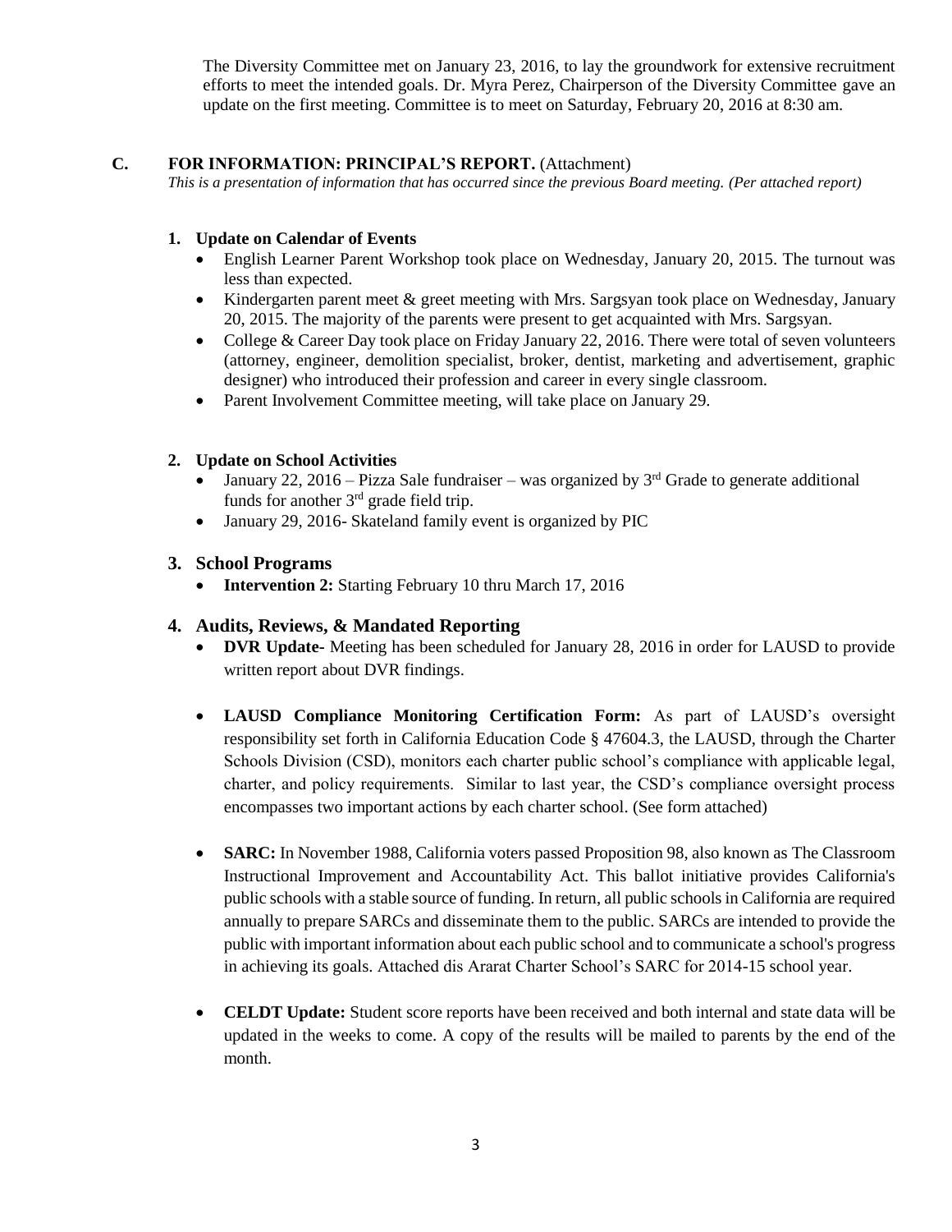The Diversity Committee met on January 23, 2016, to lay the groundwork for extensive recruitment efforts to meet the intended goals. Dr. Myra Perez, Chairperson of the Diversity Committee gave an update on the first meeting. Committee is to meet on Saturday, February 20, 2016 at 8:30 am.

## C. FOR INFORMATION: PRINCIPAL'S REPORT. (Attachment)

*This is a presentation of information that has occurred since the previous Board meeting. (Per attached report)*

### 1. Update on Calendar of Events

- English Learner Parent Workshop took place on Wednesday, January 20, 2015. The turnout was less than expected.
- Kindergarten parent meet & greet meeting with Mrs. Sargsyan took place on Wednesday, January 20, 2015. The majority of the parents were present to get acquainted with Mrs. Sargsyan.
- College & Career Day took place on Friday January 22, 2016. There were total of seven volunteers (attorney, engineer, demolition specialist, broker, dentist, marketing and advertisement, graphic designer) who introduced their profession and career in every single classroom.
- Parent Involvement Committee meeting, will take place on January 29.

### 2. Update on School Activities

- January 22, 2016 – Pizza Sale fundraiser – was organized by 3rd Grade to generate additional funds for another 3rd grade field trip.
- January 29, 2016- Skateland family event is organized by PIC

### 3. School Programs

- **Intervention 2:** Starting February 10 thru March 17, 2016

### 4. Audits, Reviews, & Mandated Reporting

- **DVR Update-** Meeting has been scheduled for January 28, 2016 in order for LAUSD to provide written report about DVR findings.

- **LAUSD Compliance Monitoring Certification Form:** As part of LAUSD's oversight responsibility set forth in California Education Code § 47604.3, the LAUSD, through the Charter Schools Division (CSD), monitors each charter public school's compliance with applicable legal, charter, and policy requirements. Similar to last year, the CSD's compliance oversight process encompasses two important actions by each charter school. (See form attached)

- **SARC:** In November 1988, California voters passed Proposition 98, also known as The Classroom Instructional Improvement and Accountability Act. This ballot initiative provides California's public schools with a stable source of funding. In return, all public schools in California are required annually to prepare SARCs and disseminate them to the public. SARCs are intended to provide the public with important information about each public school and to communicate a school's progress in achieving its goals. Attached dis Ararat Charter School's SARC for 2014-15 school year.

- **CELDT Update:** Student score reports have been received and both internal and state data will be updated in the weeks to come. A copy of the results will be mailed to parents by the end of the month.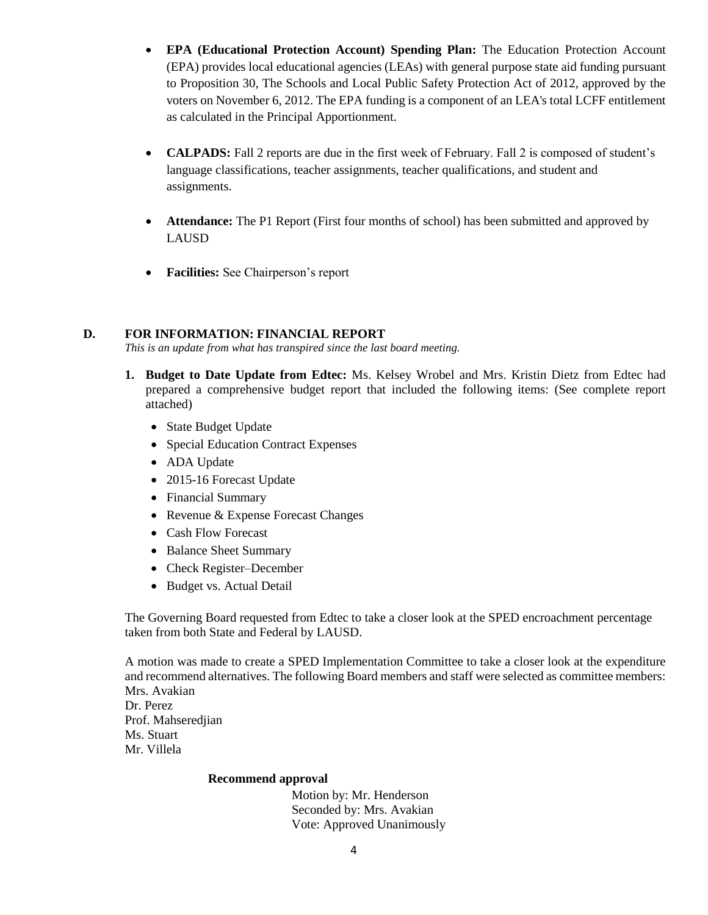- **EPA (Educational Protection Account) Spending Plan:** The Education Protection Account (EPA) provides local educational agencies (LEAs) with general purpose state aid funding pursuant to Proposition 30, The Schools and Local Public Safety Protection Act of 2012, approved by the voters on November 6, 2012. The EPA funding is a component of an LEA's total LCFF entitlement as calculated in the Principal Apportionment.

- **CALPADS:** Fall 2 reports are due in the first week of February. Fall 2 is composed of student's language classifications, teacher assignments, teacher qualifications, and student and assignments.

- **Attendance:** The P1 Report (First four months of school) has been submitted and approved by LAUSD

- **Facilities:** See Chairperson's report

## D. FOR INFORMATION: FINANCIAL REPORT

*This is an update from what has transpired since the last board meeting.*

1. **Budget to Date Update from Edtec:** Ms. Kelsey Wrobel and Mrs. Kristin Dietz from Edtec had prepared a comprehensive budget report that included the following items: (See complete report attached)
   - State Budget Update
   - Special Education Contract Expenses
   - ADA Update
   - 2015-16 Forecast Update
   - Financial Summary
   - Revenue & Expense Forecast Changes
   - Cash Flow Forecast
   - Balance Sheet Summary
   - Check Register–December
   - Budget vs. Actual Detail

   The Governing Board requested from Edtec to take a closer look at the SPED encroachment percentage taken from both State and Federal by LAUSD.

   A motion was made to create a SPED Implementation Committee to take a closer look at the expenditure and recommend alternatives. The following Board members and staff were selected as committee members:
   Mrs. Avakian
   Dr. Perez
   Prof. Mahseredjian
   Ms. Stuart
   Mr. Villela

   **Recommend approval**

   Motion by: Mr. Henderson
   Seconded by: Mrs. Avakian
   Vote: Approved Unanimously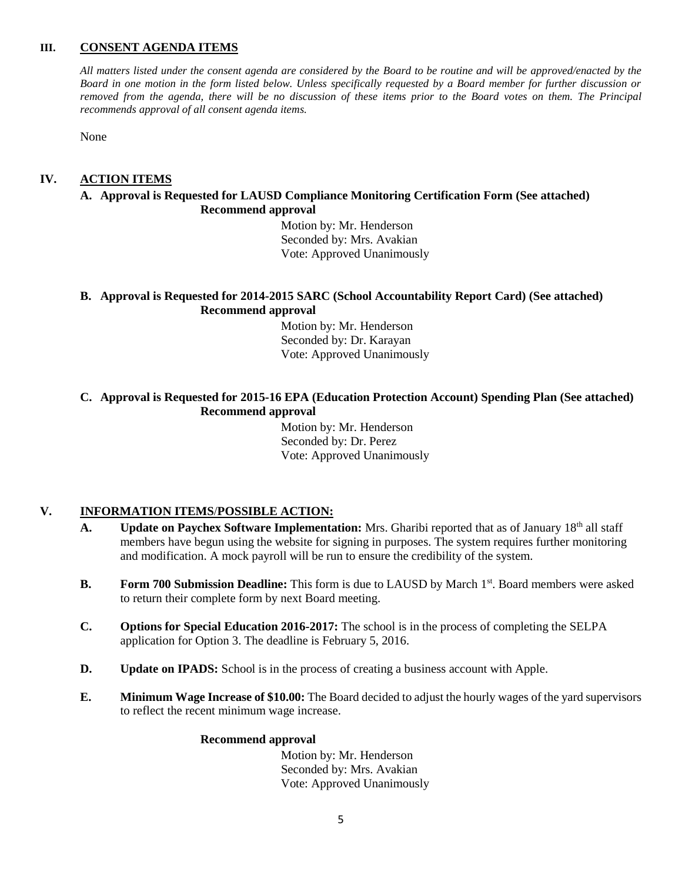## III. CONSENT AGENDA ITEMS

*All matters listed under the consent agenda are considered by the Board to be routine and will be approved/enacted by the Board in one motion in the form listed below. Unless specifically requested by a Board member for further discussion or removed from the agenda, there will be no discussion of these items prior to the Board votes on them. The Principal recommends approval of all consent agenda items.*

None

## IV. ACTION ITEMS

**A. Approval is Requested for LAUSD Compliance Monitoring Certification Form (See attached)**

**Recommend approval**

Motion by: Mr. Henderson
Seconded by: Mrs. Avakian
Vote: Approved Unanimously

**B. Approval is Requested for 2014-2015 SARC (School Accountability Report Card) (See attached)**

**Recommend approval**

Motion by: Mr. Henderson
Seconded by: Dr. Karayan
Vote: Approved Unanimously

**C. Approval is Requested for 2015-16 EPA (Education Protection Account) Spending Plan (See attached)**

**Recommend approval**

Motion by: Mr. Henderson
Seconded by: Dr. Perez
Vote: Approved Unanimously

## V. INFORMATION ITEMS/POSSIBLE ACTION:

**A. Update on Paychex Software Implementation:** Mrs. Gharibi reported that as of January 18th all staff members have begun using the website for signing in purposes. The system requires further monitoring and modification. A mock payroll will be run to ensure the credibility of the system.

**B. Form 700 Submission Deadline:** This form is due to LAUSD by March 1st. Board members were asked to return their complete form by next Board meeting.

**C. Options for Special Education 2016-2017:** The school is in the process of completing the SELPA application for Option 3. The deadline is February 5, 2016.

**D. Update on IPADS:** School is in the process of creating a business account with Apple.

**E. Minimum Wage Increase of $10.00:** The Board decided to adjust the hourly wages of the yard supervisors to reflect the recent minimum wage increase.

**Recommend approval**

Motion by: Mr. Henderson
Seconded by: Mrs. Avakian
Vote: Approved Unanimously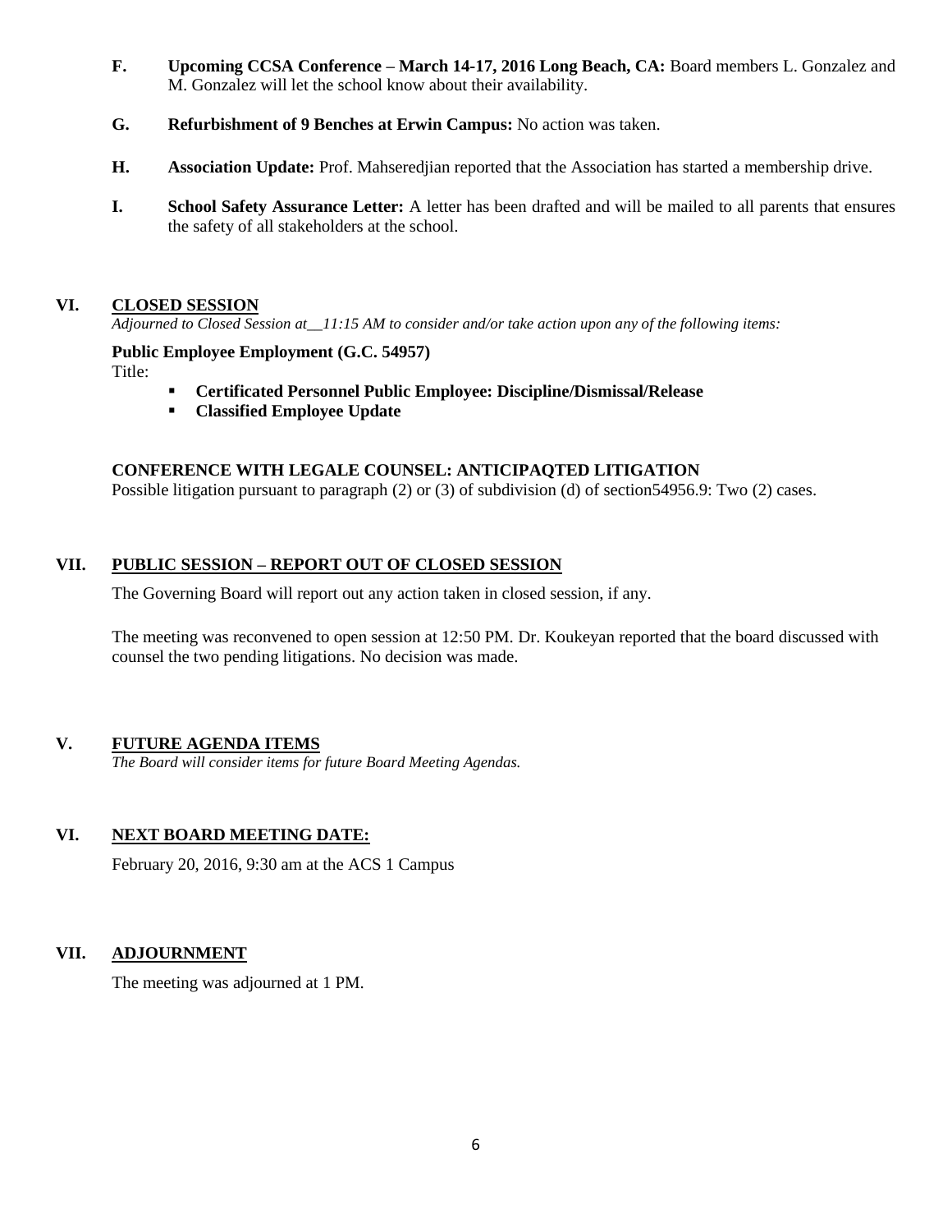**F. Upcoming CCSA Conference – March 14-17, 2016 Long Beach, CA:** Board members L. Gonzalez and M. Gonzalez will let the school know about their availability.

**G. Refurbishment of 9 Benches at Erwin Campus:** No action was taken.

**H. Association Update:** Prof. Mahseredjian reported that the Association has started a membership drive.

**I. School Safety Assurance Letter:** A letter has been drafted and will be mailed to all parents that ensures the safety of all stakeholders at the school.

## VI. CLOSED SESSION

*Adjourned to Closed Session at__11:15 AM to consider and/or take action upon any of the following items:*

**Public Employee Employment (G.C. 54957)**

Title:

- **Certificated Personnel Public Employee: Discipline/Dismissal/Release**
- **Classified Employee Update**

**CONFERENCE WITH LEGALE COUNSEL: ANTICIPAQTED LITIGATION**

Possible litigation pursuant to paragraph (2) or (3) of subdivision (d) of section54956.9: Two (2) cases.

## VII. PUBLIC SESSION – REPORT OUT OF CLOSED SESSION

The Governing Board will report out any action taken in closed session, if any.

The meeting was reconvened to open session at 12:50 PM. Dr. Koukeyan reported that the board discussed with counsel the two pending litigations. No decision was made.

## V. FUTURE AGENDA ITEMS

*The Board will consider items for future Board Meeting Agendas.*

## VI. NEXT BOARD MEETING DATE:

February 20, 2016, 9:30 am at the ACS 1 Campus

## VII. ADJOURNMENT

The meeting was adjourned at 1 PM.